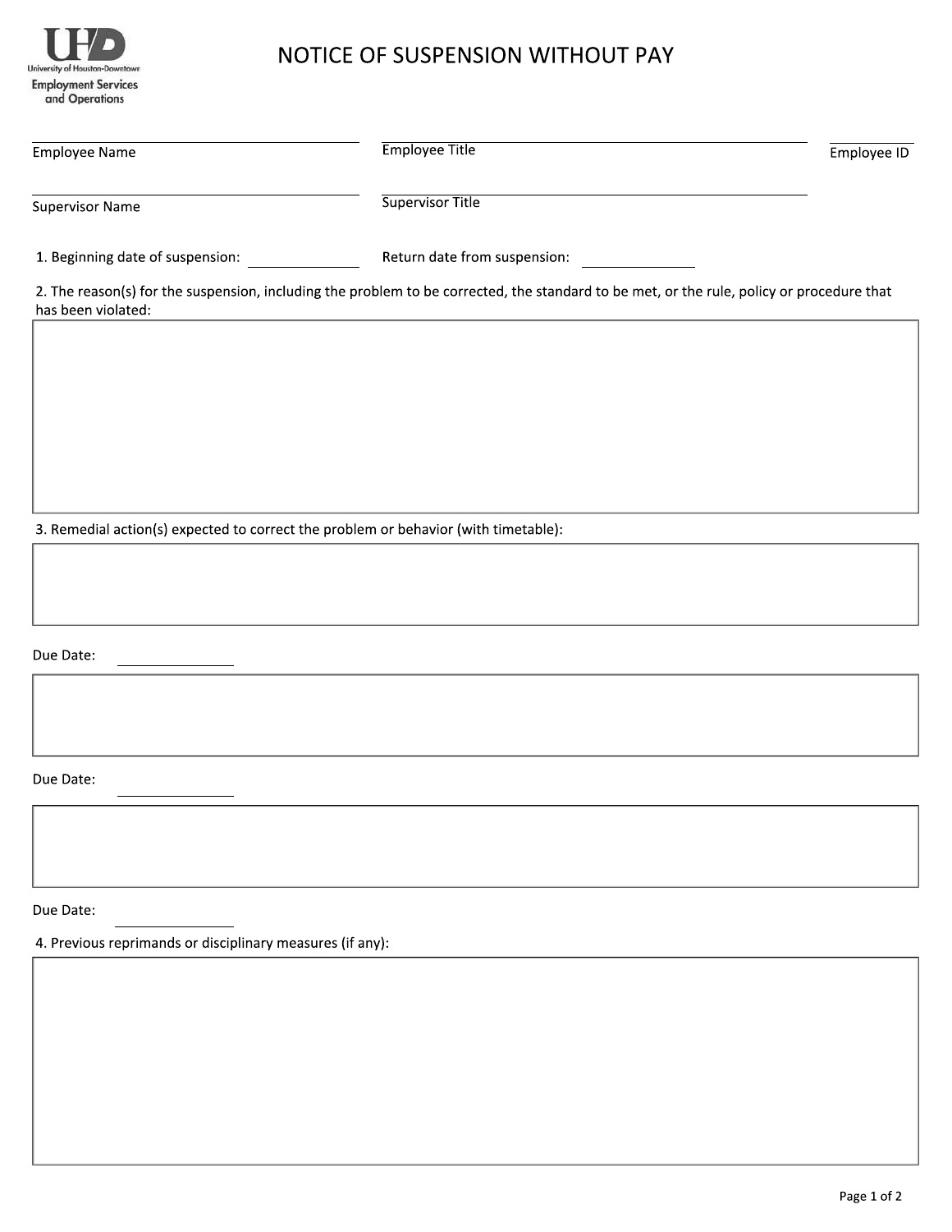University of Houston-Downtown
Employment Services and Operations

# NOTICE OF SUSPENSION WITHOUT PAY

Employee Name: ____________________ Employee Title: ____________________ Employee ID: __________

Supervisor Name: ____________________ Supervisor Title: ____________________

1. Beginning date of suspension: __________ Return date from suspension: __________

2. The reason(s) for the suspension, including the problem to be corrected, the standard to be met, or the rule, policy or procedure that has been violated:

3. Remedial action(s) expected to correct the problem or behavior (with timetable):

Due Date: __________

Due Date: __________

Due Date: __________

4. Previous reprimands or disciplinary measures (if any):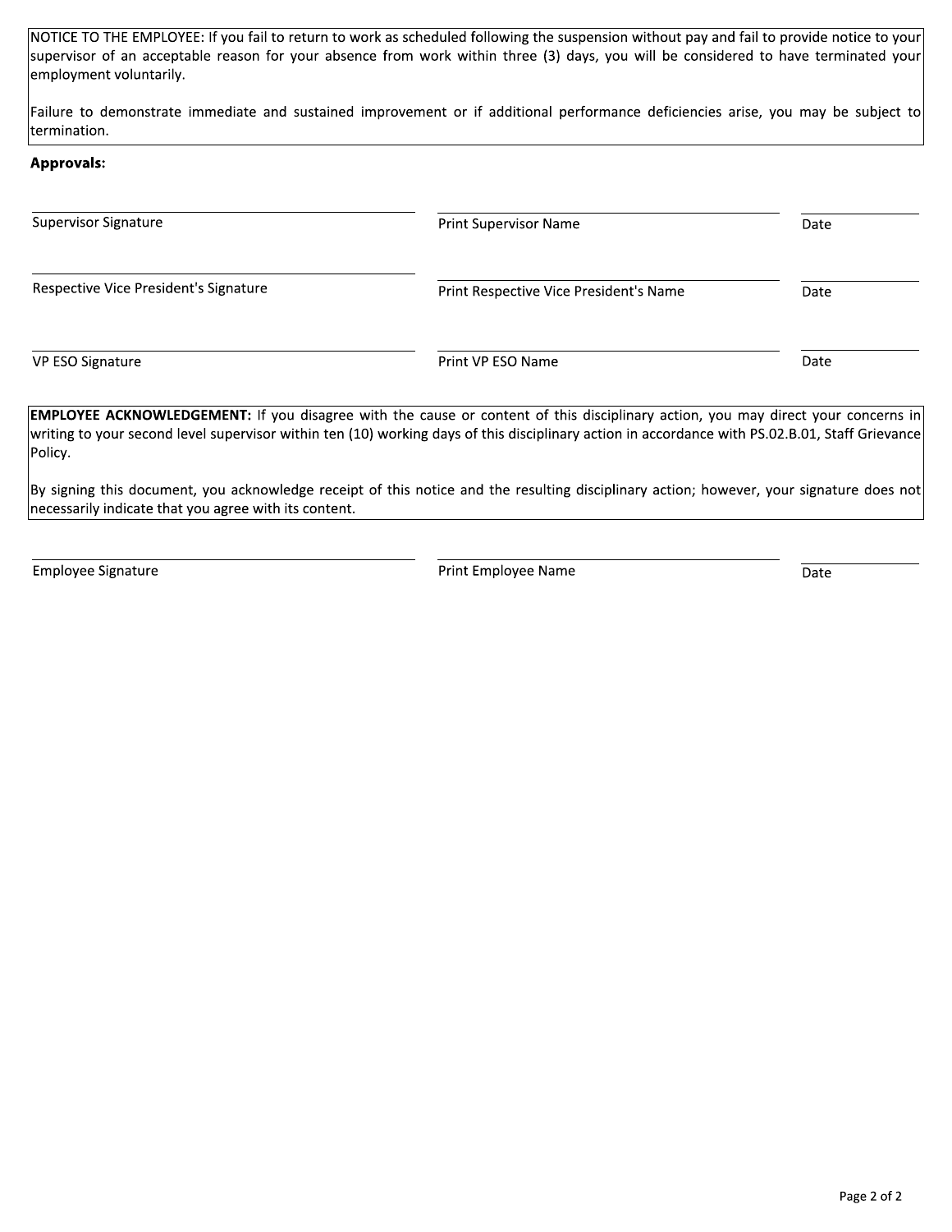NOTICE TO THE EMPLOYEE: If you fail to return to work as scheduled following the suspension without pay and fail to provide notice to your supervisor of an acceptable reason for your absence from work within three (3) days, you will be considered to have terminated your employment voluntarily.

Failure to demonstrate immediate and sustained improvement or if additional performance deficiencies arise, you may be subject to termination.

**Approvals:**

| | | |
|---|---|---|
| Supervisor Signature | Print Supervisor Name | Date |
| Respective Vice President's Signature | Print Respective Vice President's Name | Date |
| VP ESO Signature | Print VP ESO Name | Date |

**EMPLOYEE ACKNOWLEDGEMENT:** If you disagree with the cause or content of this disciplinary action, you may direct your concerns in writing to your second level supervisor within ten (10) working days of this disciplinary action in accordance with PS.02.B.01, Staff Grievance Policy.

By signing this document, you acknowledge receipt of this notice and the resulting disciplinary action; however, your signature does not necessarily indicate that you agree with its content.

| | | |
|---|---|---|
| Employee Signature | Print Employee Name | Date |